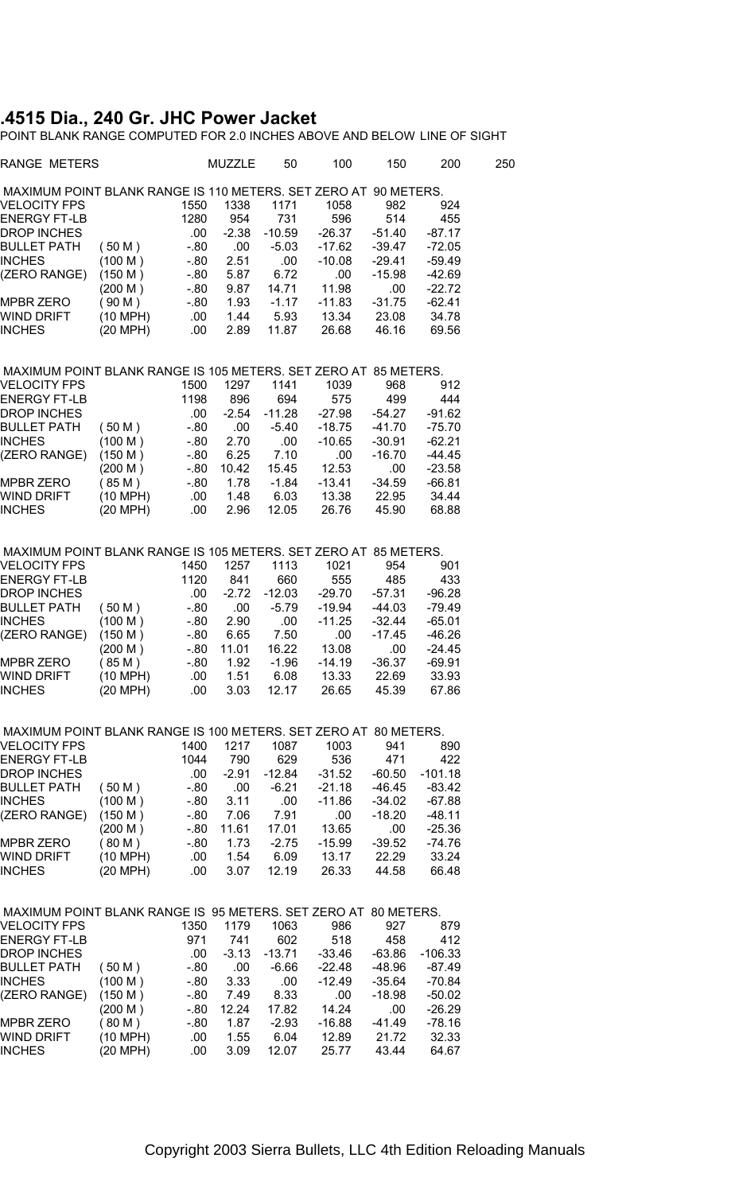# .4515 Dia., 240 Gr. JHC Power Jacket

POINT BLANK RANGE COMPUTED FOR 2.0 INCHES ABOVE AND BELOW LINE OF SIGHT

MAXIMUM POINT BLANK RANGE IS 110 METERS. SET ZERO AT 90 METERS.

| RANGE METERS | | MUZZLE | 50 | 100 | 150 | 200 | 250 |
|---|---|---|---|---|---|---|---|
| VELOCITY FPS | | 1550 | 1338 | 1171 | 1058 | 982 | 924 |
| ENERGY FT-LB | | 1280 | 954 | 731 | 596 | 514 | 455 |
| DROP INCHES | | .00 | -2.38 | -10.59 | -26.37 | -51.40 | -87.17 |
| BULLET PATH | ( 50 M ) | -.80 | .00 | -5.03 | -17.62 | -39.47 | -72.05 |
| INCHES | (100 M ) | -.80 | 2.51 | .00 | -10.08 | -29.41 | -59.49 |
| (ZERO RANGE) | (150 M ) | -.80 | 5.87 | 6.72 | .00 | -15.98 | -42.69 |
| | (200 M ) | -.80 | 9.87 | 14.71 | 11.98 | .00 | -22.72 |
| MPBR ZERO | ( 90 M ) | -.80 | 1.93 | -1.17 | -11.83 | -31.75 | -62.41 |
| WIND DRIFT | (10 MPH) | .00 | 1.44 | 5.93 | 13.34 | 23.08 | 34.78 |
| INCHES | (20 MPH) | .00 | 2.89 | 11.87 | 26.68 | 46.16 | 69.56 |

MAXIMUM POINT BLANK RANGE IS 105 METERS. SET ZERO AT 85 METERS.

| RANGE METERS | | MUZZLE | 50 | 100 | 150 | 200 | 250 |
|---|---|---|---|---|---|---|---|
| VELOCITY FPS | | 1500 | 1297 | 1141 | 1039 | 968 | 912 |
| ENERGY FT-LB | | 1198 | 896 | 694 | 575 | 499 | 444 |
| DROP INCHES | | .00 | -2.54 | -11.28 | -27.98 | -54.27 | -91.62 |
| BULLET PATH | ( 50 M ) | -.80 | .00 | -5.40 | -18.75 | -41.70 | -75.70 |
| INCHES | (100 M ) | -.80 | 2.70 | .00 | -10.65 | -30.91 | -62.21 |
| (ZERO RANGE) | (150 M ) | -.80 | 6.25 | 7.10 | .00 | -16.70 | -44.45 |
| | (200 M ) | -.80 | 10.42 | 15.45 | 12.53 | .00 | -23.58 |
| MPBR ZERO | ( 85 M ) | -.80 | 1.78 | -1.84 | -13.41 | -34.59 | -66.81 |
| WIND DRIFT | (10 MPH) | .00 | 1.48 | 6.03 | 13.38 | 22.95 | 34.44 |
| INCHES | (20 MPH) | .00 | 2.96 | 12.05 | 26.76 | 45.90 | 68.88 |

MAXIMUM POINT BLANK RANGE IS 105 METERS. SET ZERO AT 85 METERS.

| RANGE METERS | | MUZZLE | 50 | 100 | 150 | 200 | 250 |
|---|---|---|---|---|---|---|---|
| VELOCITY FPS | | 1450 | 1257 | 1113 | 1021 | 954 | 901 |
| ENERGY FT-LB | | 1120 | 841 | 660 | 555 | 485 | 433 |
| DROP INCHES | | .00 | -2.72 | -12.03 | -29.70 | -57.31 | -96.28 |
| BULLET PATH | ( 50 M ) | -.80 | .00 | -5.79 | -19.94 | -44.03 | -79.49 |
| INCHES | (100 M ) | -.80 | 2.90 | .00 | -11.25 | -32.44 | -65.01 |
| (ZERO RANGE) | (150 M ) | -.80 | 6.65 | 7.50 | .00 | -17.45 | -46.26 |
| | (200 M ) | -.80 | 11.01 | 16.22 | 13.08 | .00 | -24.45 |
| MPBR ZERO | ( 85 M ) | -.80 | 1.92 | -1.96 | -14.19 | -36.37 | -69.91 |
| WIND DRIFT | (10 MPH) | .00 | 1.51 | 6.08 | 13.33 | 22.69 | 33.93 |
| INCHES | (20 MPH) | .00 | 3.03 | 12.17 | 26.65 | 45.39 | 67.86 |

MAXIMUM POINT BLANK RANGE IS 100 METERS. SET ZERO AT 80 METERS.

| RANGE METERS | | MUZZLE | 50 | 100 | 150 | 200 | 250 |
|---|---|---|---|---|---|---|---|
| VELOCITY FPS | | 1400 | 1217 | 1087 | 1003 | 941 | 890 |
| ENERGY FT-LB | | 1044 | 790 | 629 | 536 | 471 | 422 |
| DROP INCHES | | .00 | -2.91 | -12.84 | -31.52 | -60.50 | -101.18 |
| BULLET PATH | ( 50 M ) | -.80 | .00 | -6.21 | -21.18 | -46.45 | -83.42 |
| INCHES | (100 M ) | -.80 | 3.11 | .00 | -11.86 | -34.02 | -67.88 |
| (ZERO RANGE) | (150 M ) | -.80 | 7.06 | 7.91 | .00 | -18.20 | -48.11 |
| | (200 M ) | -.80 | 11.61 | 17.01 | 13.65 | .00 | -25.36 |
| MPBR ZERO | ( 80 M ) | -.80 | 1.73 | -2.75 | -15.99 | -39.52 | -74.76 |
| WIND DRIFT | (10 MPH) | .00 | 1.54 | 6.09 | 13.17 | 22.29 | 33.24 |
| INCHES | (20 MPH) | .00 | 3.07 | 12.19 | 26.33 | 44.58 | 66.48 |

MAXIMUM POINT BLANK RANGE IS 95 METERS. SET ZERO AT 80 METERS.

| RANGE METERS | | MUZZLE | 50 | 100 | 150 | 200 | 250 |
|---|---|---|---|---|---|---|---|
| VELOCITY FPS | | 1350 | 1179 | 1063 | 986 | 927 | 879 |
| ENERGY FT-LB | | 971 | 741 | 602 | 518 | 458 | 412 |
| DROP INCHES | | .00 | -3.13 | -13.71 | -33.46 | -63.86 | -106.33 |
| BULLET PATH | ( 50 M ) | -.80 | .00 | -6.66 | -22.48 | -48.96 | -87.49 |
| INCHES | (100 M ) | -.80 | 3.33 | .00 | -12.49 | -35.64 | -70.84 |
| (ZERO RANGE) | (150 M ) | -.80 | 7.49 | 8.33 | .00 | -18.98 | -50.02 |
| | (200 M ) | -.80 | 12.24 | 17.82 | 14.24 | .00 | -26.29 |
| MPBR ZERO | ( 80 M ) | -.80 | 1.87 | -2.93 | -16.88 | -41.49 | -78.16 |
| WIND DRIFT | (10 MPH) | .00 | 1.55 | 6.04 | 12.89 | 21.72 | 32.33 |
| INCHES | (20 MPH) | .00 | 3.09 | 12.07 | 25.77 | 43.44 | 64.67 |

Copyright 2003 Sierra Bullets, LLC 4th Edition Reloading Manuals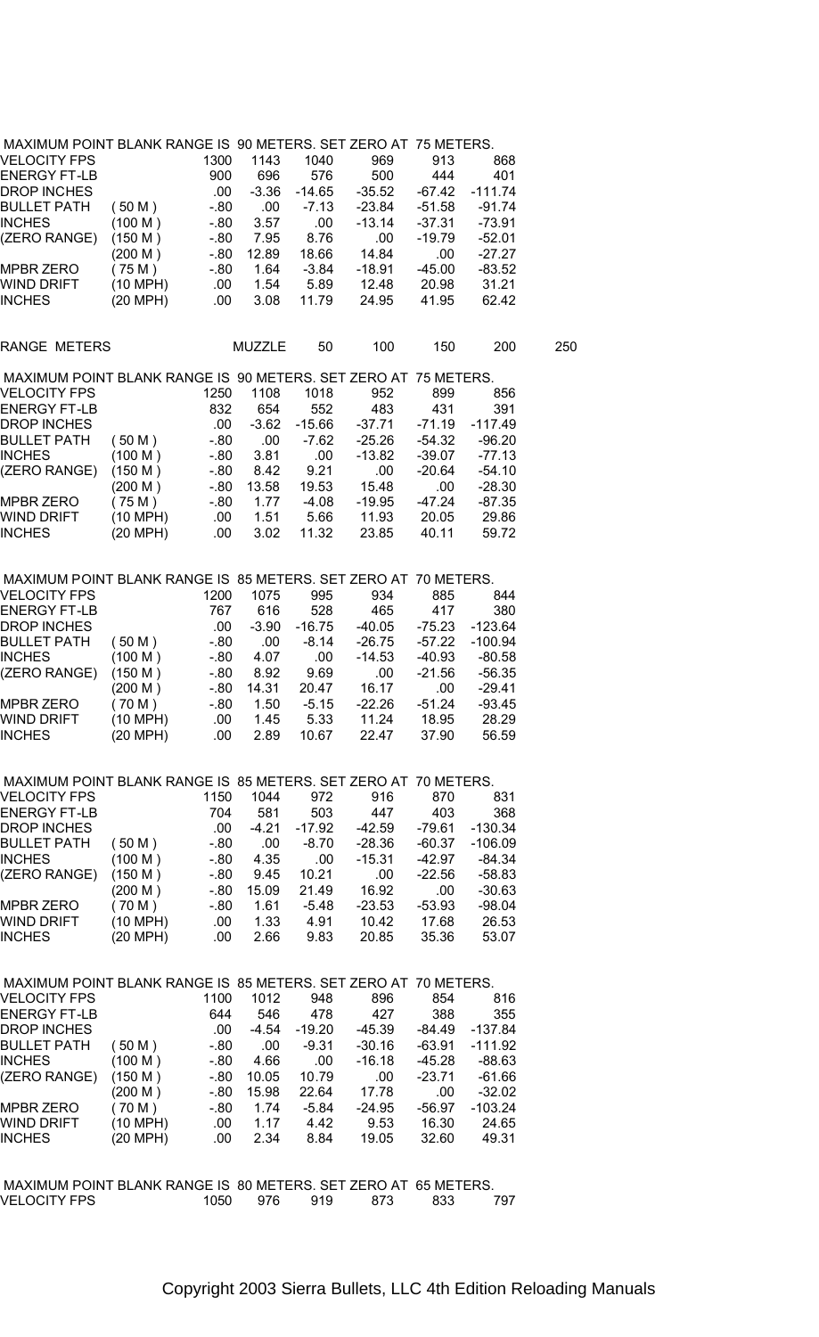MAXIMUM POINT BLANK RANGE IS 90 METERS. SET ZERO AT 75 METERS.

| | | | | | | | |
|---|---|---|---|---|---|---|---|
| VELOCITY FPS | | 1300 | 1143 | 1040 | 969 | 913 | 868 |
| ENERGY FT-LB | | 900 | 696 | 576 | 500 | 444 | 401 |
| DROP INCHES | | .00 | -3.36 | -14.65 | -35.52 | -67.42 | -111.74 |
| BULLET PATH | ( 50 M ) | -.80 | .00 | -7.13 | -23.84 | -51.58 | -91.74 |
| INCHES | (100 M ) | -.80 | 3.57 | .00 | -13.14 | -37.31 | -73.91 |
| (ZERO RANGE) | (150 M ) | -.80 | 7.95 | 8.76 | .00 | -19.79 | -52.01 |
| | (200 M ) | -.80 | 12.89 | 18.66 | 14.84 | .00 | -27.27 |
| MPBR ZERO | ( 75 M ) | -.80 | 1.64 | -3.84 | -18.91 | -45.00 | -83.52 |
| WIND DRIFT | (10 MPH) | .00 | 1.54 | 5.89 | 12.48 | 20.98 | 31.21 |
| INCHES | (20 MPH) | .00 | 3.08 | 11.79 | 24.95 | 41.95 | 62.42 |

RANGE METERS | MUZZLE | 50 | 100 | 150 | 200 | 250

MAXIMUM POINT BLANK RANGE IS 90 METERS. SET ZERO AT 75 METERS.

| | | | | | | | |
|---|---|---|---|---|---|---|---|
| VELOCITY FPS | | 1250 | 1108 | 1018 | 952 | 899 | 856 |
| ENERGY FT-LB | | 832 | 654 | 552 | 483 | 431 | 391 |
| DROP INCHES | | .00 | -3.62 | -15.66 | -37.71 | -71.19 | -117.49 |
| BULLET PATH | ( 50 M ) | -.80 | .00 | -7.62 | -25.26 | -54.32 | -96.20 |
| INCHES | (100 M ) | -.80 | 3.81 | .00 | -13.82 | -39.07 | -77.13 |
| (ZERO RANGE) | (150 M ) | -.80 | 8.42 | 9.21 | .00 | -20.64 | -54.10 |
| | (200 M ) | -.80 | 13.58 | 19.53 | 15.48 | .00 | -28.30 |
| MPBR ZERO | ( 75 M ) | -.80 | 1.77 | -4.08 | -19.95 | -47.24 | -87.35 |
| WIND DRIFT | (10 MPH) | .00 | 1.51 | 5.66 | 11.93 | 20.05 | 29.86 |
| INCHES | (20 MPH) | .00 | 3.02 | 11.32 | 23.85 | 40.11 | 59.72 |

MAXIMUM POINT BLANK RANGE IS 85 METERS. SET ZERO AT 70 METERS.

| | | | | | | | |
|---|---|---|---|---|---|---|---|
| VELOCITY FPS | | 1200 | 1075 | 995 | 934 | 885 | 844 |
| ENERGY FT-LB | | 767 | 616 | 528 | 465 | 417 | 380 |
| DROP INCHES | | .00 | -3.90 | -16.75 | -40.05 | -75.23 | -123.64 |
| BULLET PATH | ( 50 M ) | -.80 | .00 | -8.14 | -26.75 | -57.22 | -100.94 |
| INCHES | (100 M ) | -.80 | 4.07 | .00 | -14.53 | -40.93 | -80.58 |
| (ZERO RANGE) | (150 M ) | -.80 | 8.92 | 9.69 | .00 | -21.56 | -56.35 |
| | (200 M ) | -.80 | 14.31 | 20.47 | 16.17 | .00 | -29.41 |
| MPBR ZERO | ( 70 M ) | -.80 | 1.50 | -5.15 | -22.26 | -51.24 | -93.45 |
| WIND DRIFT | (10 MPH) | .00 | 1.45 | 5.33 | 11.24 | 18.95 | 28.29 |
| INCHES | (20 MPH) | .00 | 2.89 | 10.67 | 22.47 | 37.90 | 56.59 |

MAXIMUM POINT BLANK RANGE IS 85 METERS. SET ZERO AT 70 METERS.

| | | | | | | | |
|---|---|---|---|---|---|---|---|
| VELOCITY FPS | | 1150 | 1044 | 972 | 916 | 870 | 831 |
| ENERGY FT-LB | | 704 | 581 | 503 | 447 | 403 | 368 |
| DROP INCHES | | .00 | -4.21 | -17.92 | -42.59 | -79.61 | -130.34 |
| BULLET PATH | ( 50 M ) | -.80 | .00 | -8.70 | -28.36 | -60.37 | -106.09 |
| INCHES | (100 M ) | -.80 | 4.35 | .00 | -15.31 | -42.97 | -84.34 |
| (ZERO RANGE) | (150 M ) | -.80 | 9.45 | 10.21 | .00 | -22.56 | -58.83 |
| | (200 M ) | -.80 | 15.09 | 21.49 | 16.92 | .00 | -30.63 |
| MPBR ZERO | ( 70 M ) | -.80 | 1.61 | -5.48 | -23.53 | -53.93 | -98.04 |
| WIND DRIFT | (10 MPH) | .00 | 1.33 | 4.91 | 10.42 | 17.68 | 26.53 |
| INCHES | (20 MPH) | .00 | 2.66 | 9.83 | 20.85 | 35.36 | 53.07 |

MAXIMUM POINT BLANK RANGE IS 85 METERS. SET ZERO AT 70 METERS.

| | | | | | | | |
|---|---|---|---|---|---|---|---|
| VELOCITY FPS | | 1100 | 1012 | 948 | 896 | 854 | 816 |
| ENERGY FT-LB | | 644 | 546 | 478 | 427 | 388 | 355 |
| DROP INCHES | | .00 | -4.54 | -19.20 | -45.39 | -84.49 | -137.84 |
| BULLET PATH | ( 50 M ) | -.80 | .00 | -9.31 | -30.16 | -63.91 | -111.92 |
| INCHES | (100 M ) | -.80 | 4.66 | .00 | -16.18 | -45.28 | -88.63 |
| (ZERO RANGE) | (150 M ) | -.80 | 10.05 | 10.79 | .00 | -23.71 | -61.66 |
| | (200 M ) | -.80 | 15.98 | 22.64 | 17.78 | .00 | -32.02 |
| MPBR ZERO | ( 70 M ) | -.80 | 1.74 | -5.84 | -24.95 | -56.97 | -103.24 |
| WIND DRIFT | (10 MPH) | .00 | 1.17 | 4.42 | 9.53 | 16.30 | 24.65 |
| INCHES | (20 MPH) | .00 | 2.34 | 8.84 | 19.05 | 32.60 | 49.31 |

MAXIMUM POINT BLANK RANGE IS 80 METERS. SET ZERO AT 65 METERS.

| | | | | | | | |
|---|---|---|---|---|---|---|---|
| VELOCITY FPS | | 1050 | 976 | 919 | 873 | 833 | 797 |

Copyright 2003 Sierra Bullets, LLC 4th Edition Reloading Manuals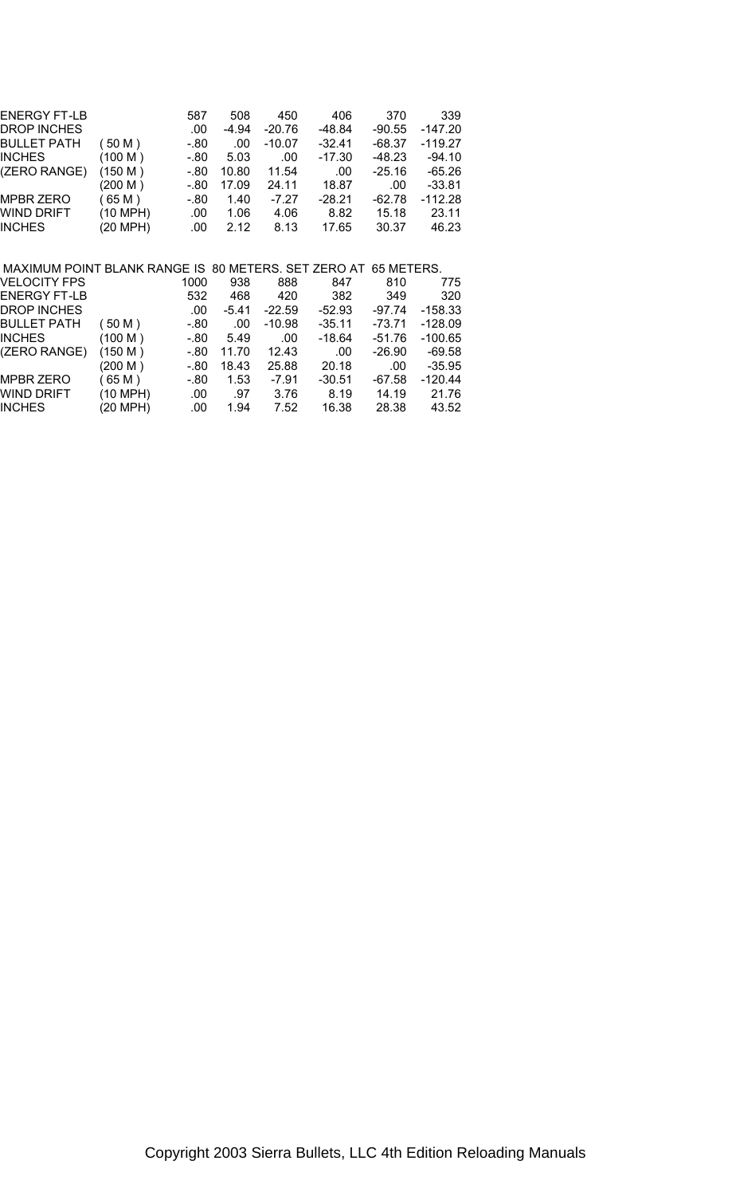| | | | | | | | |
|---|---|---|---|---|---|---|---|
| ENERGY FT-LB | | 587 | 508 | 450 | 406 | 370 | 339 |
| DROP INCHES | | .00 | -4.94 | -20.76 | -48.84 | -90.55 | -147.20 |
| BULLET PATH | ( 50 M ) | -.80 | .00 | -10.07 | -32.41 | -68.37 | -119.27 |
| INCHES | (100 M ) | -.80 | 5.03 | .00 | -17.30 | -48.23 | -94.10 |
| (ZERO RANGE) | (150 M ) | -.80 | 10.80 | 11.54 | .00 | -25.16 | -65.26 |
| | (200 M ) | -.80 | 17.09 | 24.11 | 18.87 | .00 | -33.81 |
| MPBR ZERO | ( 65 M ) | -.80 | 1.40 | -7.27 | -28.21 | -62.78 | -112.28 |
| WIND DRIFT | (10 MPH) | .00 | 1.06 | 4.06 | 8.82 | 15.18 | 23.11 |
| INCHES | (20 MPH) | .00 | 2.12 | 8.13 | 17.65 | 30.37 | 46.23 |

MAXIMUM POINT BLANK RANGE IS 80 METERS. SET ZERO AT 65 METERS.

| | | | | | | | |
|---|---|---|---|---|---|---|---|
| VELOCITY FPS | | 1000 | 938 | 888 | 847 | 810 | 775 |
| ENERGY FT-LB | | 532 | 468 | 420 | 382 | 349 | 320 |
| DROP INCHES | | .00 | -5.41 | -22.59 | -52.93 | -97.74 | -158.33 |
| BULLET PATH | ( 50 M ) | -.80 | .00 | -10.98 | -35.11 | -73.71 | -128.09 |
| INCHES | (100 M ) | -.80 | 5.49 | .00 | -18.64 | -51.76 | -100.65 |
| (ZERO RANGE) | (150 M ) | -.80 | 11.70 | 12.43 | .00 | -26.90 | -69.58 |
| | (200 M ) | -.80 | 18.43 | 25.88 | 20.18 | .00 | -35.95 |
| MPBR ZERO | ( 65 M ) | -.80 | 1.53 | -7.91 | -30.51 | -67.58 | -120.44 |
| WIND DRIFT | (10 MPH) | .00 | .97 | 3.76 | 8.19 | 14.19 | 21.76 |
| INCHES | (20 MPH) | .00 | 1.94 | 7.52 | 16.38 | 28.38 | 43.52 |

Copyright 2003 Sierra Bullets, LLC 4th Edition Reloading Manuals